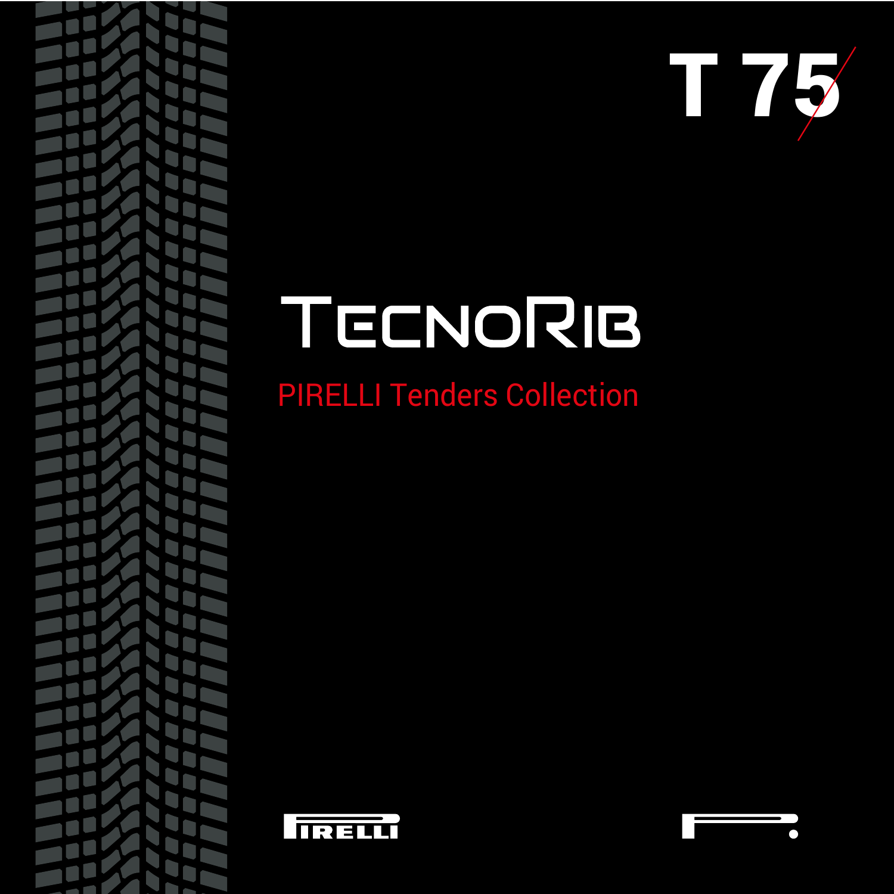T 75

# TecnoRib

## PIRELLI Tenders Collection

PIRELLI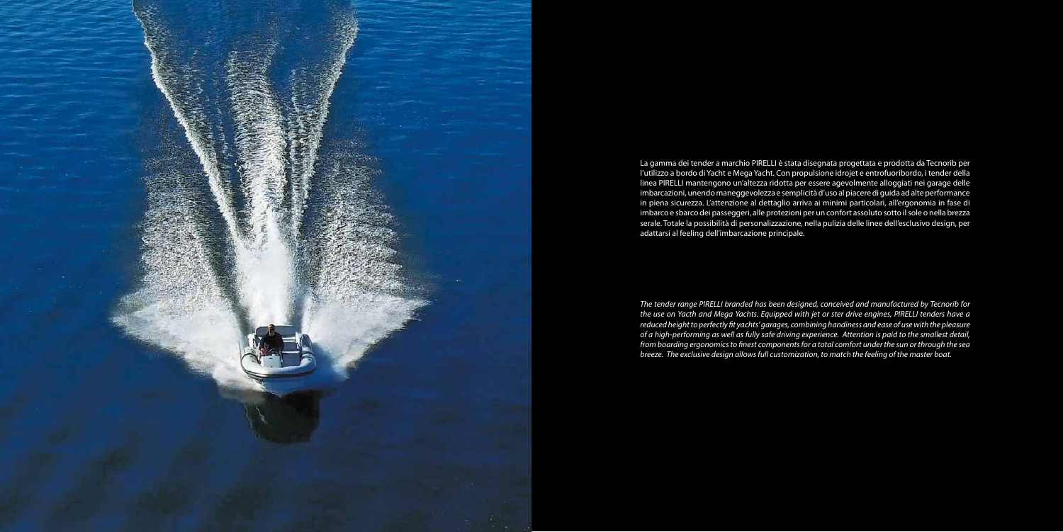La gamma dei tender a marchio PIRELLI è stata disegnata progettata e prodotta da Tecnorib per l'utilizzo a bordo di Yacht e Mega Yacht. Con propulsione idrojet e entrofuoribordo, i tender della linea PIRELLI mantengono un'altezza ridotta per essere agevolmente alloggiati nei garage delle imbarcazioni, unendo maneggevolezza e semplicità d'uso al piacere di guida ad alte performance in piena sicurezza. L'attenzione al dettaglio arriva ai minimi particolari, all'ergonomia in fase di imbarco e sbarco dei passeggeri, alle protezioni per un confort assoluto sotto il sole o nella brezza serale. Totale la possibilità di personalizzazione, nella pulizia delle linee dell'esclusivo design, per adattarsi al feeling dell'imbarcazione principale.

*The tender range PIRELLI branded has been designed, conceived and manufactured by Tecnorib for the use on Yacth and Mega Yachts. Equipped with jet or ster drive engines, PIRELLI tenders have a reduced height to perfectly fit yachts' garages, combining handiness and ease of use with the pleasure of a high-performing as well as fully safe driving experience. Attention is paid to the smallest detail, from boarding ergonomics to finest components for a total comfort under the sun or through the sea breeze. The exclusive design allows full customization, to match the feeling of the master boat.*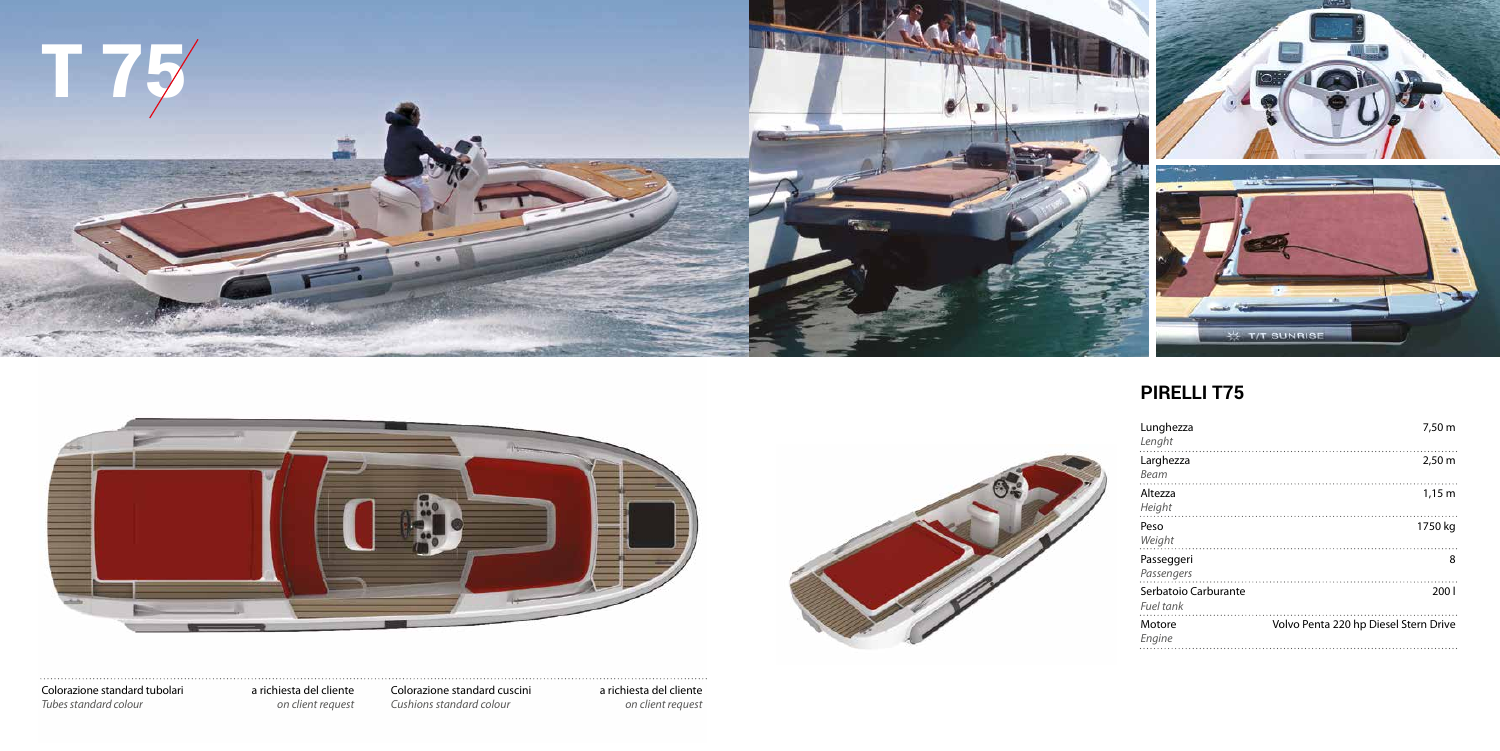# T 75

## PIRELLI T75

| | |
|---|---|
| Lunghezza *Lenght* | 7,50 m |
| Larghezza *Beam* | 2,50 m |
| Altezza *Height* | 1,15 m |
| Peso *Weight* | 1750 kg |
| Passeggeri *Passengers* | 8 |
| Serbatoio Carburante *Fuel tank* | 200 l |
| Motore *Engine* | Volvo Penta 220 hp Diesel Stern Drive |

Colorazione standard tubolari
*Tubes standard colour*

a richiesta del cliente
*on client request*

Colorazione standard cuscini
*Cushions standard colour*

a richiesta del cliente
*on client request*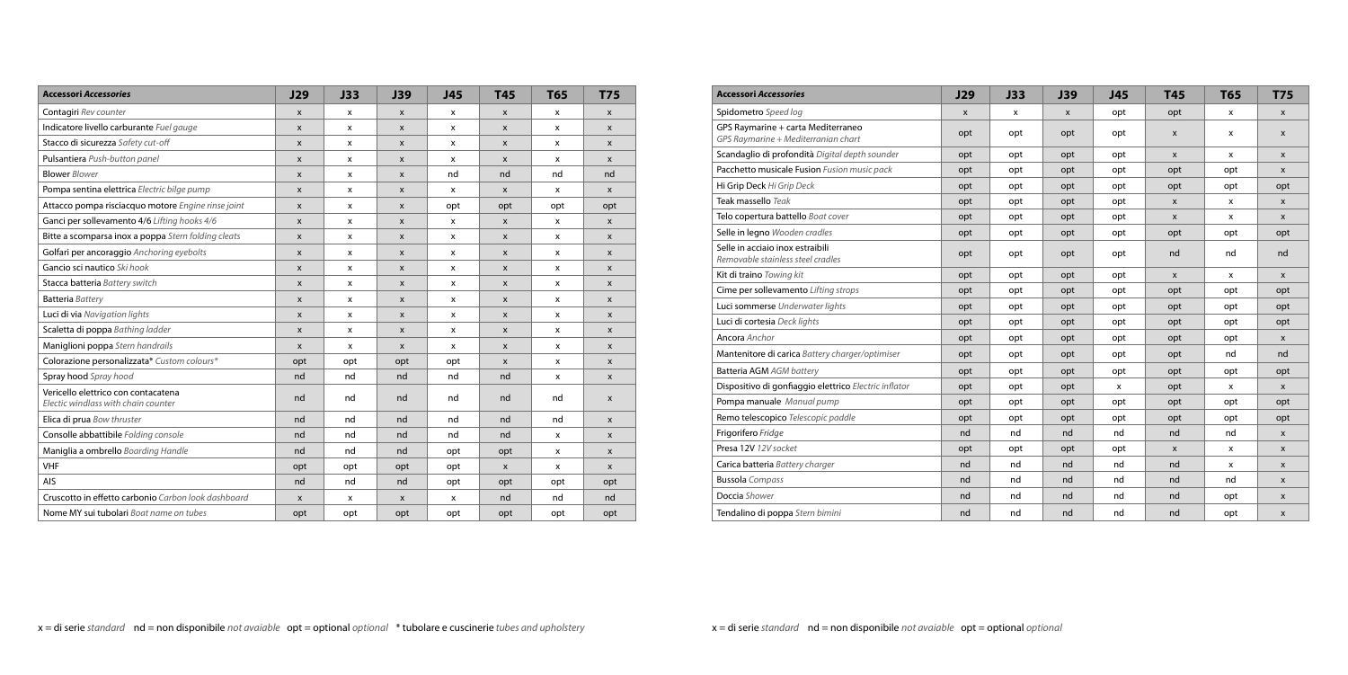| **Accessori** *Accessories* | J29 | J33 | J39 | J45 | T45 | T65 | T75 |
|---|---|---|---|---|---|---|---|
| Contagiri *Rev counter* | x | x | x | x | x | x | x |
| Indicatore livello carburante *Fuel gauge* | x | x | x | x | x | x | x |
| Stacco di sicurezza *Safety cut-off* | x | x | x | x | x | x | x |
| Pulsantiera *Push-button panel* | x | x | x | x | x | x | x |
| **Blower** *Blower* | x | x | x | nd | nd | nd | nd |
| Pompa sentina elettrica *Electric bilge pump* | x | x | x | x | x | x | x |
| Attacco pompa risciacquo motore *Engine rinse joint* | x | x | x | opt | opt | opt | opt |
| Ganci per sollevamento 4/6 *Lifting hooks 4/6* | x | x | x | x | x | x | x |
| Bitte a scomparsa inox a poppa *Stern folding cleats* | x | x | x | x | x | x | x |
| Golfari per ancoraggio *Anchoring eyebolts* | x | x | x | x | x | x | x |
| Gancio sci nautico *Ski hook* | x | x | x | x | x | x | x |
| Stacca batteria *Battery switch* | x | x | x | x | x | x | x |
| **Batteria** *Battery* | x | x | x | x | x | x | x |
| Luci di via *Navigation lights* | x | x | x | x | x | x | x |
| Scaletta di poppa *Bathing ladder* | x | x | x | x | x | x | x |
| Maniglioni poppa *Stern handrails* | x | x | x | x | x | x | x |
| Colorazione personalizzata* *Custom colours** | opt | opt | opt | opt | x | x | x |
| Spray hood *Spray hood* | nd | nd | nd | nd | nd | x | x |
| Vericello elettrico con contacatena *Electric windlass with chain counter* | nd | nd | nd | nd | nd | nd | x |
| Elica di prua *Bow thruster* | nd | nd | nd | nd | nd | nd | x |
| Consolle abbattibile *Folding console* | nd | nd | nd | nd | nd | x | x |
| Maniglia a ombrello *Boarding Handle* | nd | nd | nd | opt | opt | x | x |
| VHF | opt | opt | opt | opt | x | x | x |
| AIS | nd | nd | nd | opt | opt | opt | opt |
| Cruscotto in effetto carbonio *Carbon look dashboard* | x | x | x | x | nd | nd | nd |
| Nome MY sui tubolari *Boat name on tubes* | opt | opt | opt | opt | opt | opt | opt |

x = di serie *standard* nd = non disponibile *not avaiable* opt = optional *optional* * tubolare e cuscinerie *tubes and upholstery*

| **Accessori** *Accessories* | J29 | J33 | J39 | J45 | T45 | T65 | T75 |
|---|---|---|---|---|---|---|---|
| Spidometro *Speed log* | x | x | x | opt | opt | x | x |
| GPS Raymarine + carta Mediterraneo *GPS Raymarine + Mediterranian chart* | opt | opt | opt | opt | x | x | x |
| Scandaglio di profondità *Digital depth sounder* | opt | opt | opt | opt | x | x | x |
| Pacchetto musicale Fusion *Fusion music pack* | opt | opt | opt | opt | opt | opt | x |
| Hi Grip Deck *Hi Grip Deck* | opt | opt | opt | opt | opt | opt | opt |
| Teak massello *Teak* | opt | opt | opt | opt | x | x | x |
| Telo copertura battello *Boat cover* | opt | opt | opt | opt | x | x | x |
| Selle in legno *Wooden cradles* | opt | opt | opt | opt | opt | opt | opt |
| Selle in acciaio inox estraibili *Removable stainless steel cradles* | opt | opt | opt | opt | nd | nd | nd |
| Kit di traino *Towing kit* | opt | opt | opt | opt | x | x | x |
| Cime per sollevamento *Lifting strops* | opt | opt | opt | opt | opt | opt | opt |
| Luci sommerse *Underwater lights* | opt | opt | opt | opt | opt | opt | opt |
| Luci di cortesia *Deck lights* | opt | opt | opt | opt | opt | opt | opt |
| **Ancora** *Anchor* | opt | opt | opt | opt | opt | opt | x |
| Mantenitore di carica *Battery charger/optimiser* | opt | opt | opt | opt | opt | nd | nd |
| Batteria AGM *AGM battery* | opt | opt | opt | opt | opt | opt | opt |
| Dispositivo di gonfiaggio elettrico *Electric inflator* | opt | opt | opt | x | opt | x | x |
| Pompa manuale *Manual pump* | opt | opt | opt | opt | opt | opt | opt |
| Remo telescopico *Telescopic paddle* | opt | opt | opt | opt | opt | opt | opt |
| Frigorifero *Fridge* | nd | nd | nd | nd | nd | nd | x |
| Presa 12V *12V socket* | opt | opt | opt | opt | x | x | x |
| Carica batteria *Battery charger* | nd | nd | nd | nd | nd | x | x |
| **Bussola** *Compass* | nd | nd | nd | nd | nd | nd | x |
| Doccia *Shower* | nd | nd | nd | nd | nd | opt | x |
| Tendalino di poppa *Stern bimini* | nd | nd | nd | nd | nd | opt | x |

x = di serie *standard* nd = non disponibile *not avaiable* opt = optional *optional*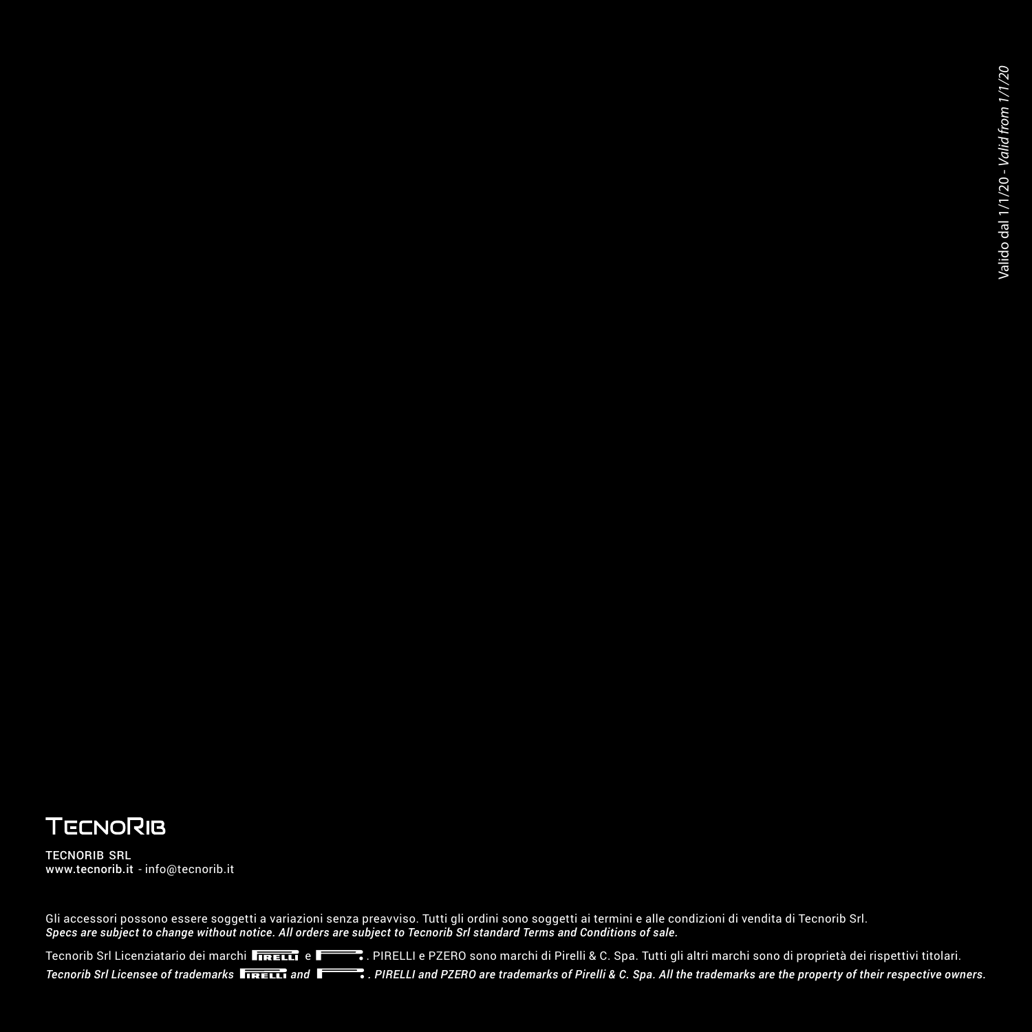Valido dal 1/1/20 - *Valid from 1/1/20*

**TECNORIB**

TECNORIB SRL
**www.tecnorib.it** - info@tecnorib.it

Gli accessori possono essere soggetti a variazioni senza preavviso. Tutti gli ordini sono soggetti ai termini e alle condizioni di vendita di Tecnorib Srl.
***Specs are subject to change without notice. All orders are subject to Tecnorib Srl standard Terms and Conditions of sale.***

Tecnorib Srl Licenziatario dei marchi PIRELLI e P ZERO. PIRELLI e PZERO sono marchi di Pirelli & C. Spa. Tutti gli altri marchi sono di proprietà dei rispettivi titolari.
***Tecnorib Srl Licensee of trademarks PIRELLI and P ZERO. PIRELLI and PZERO are trademarks of Pirelli & C. Spa. All the trademarks are the property of their respective owners.***